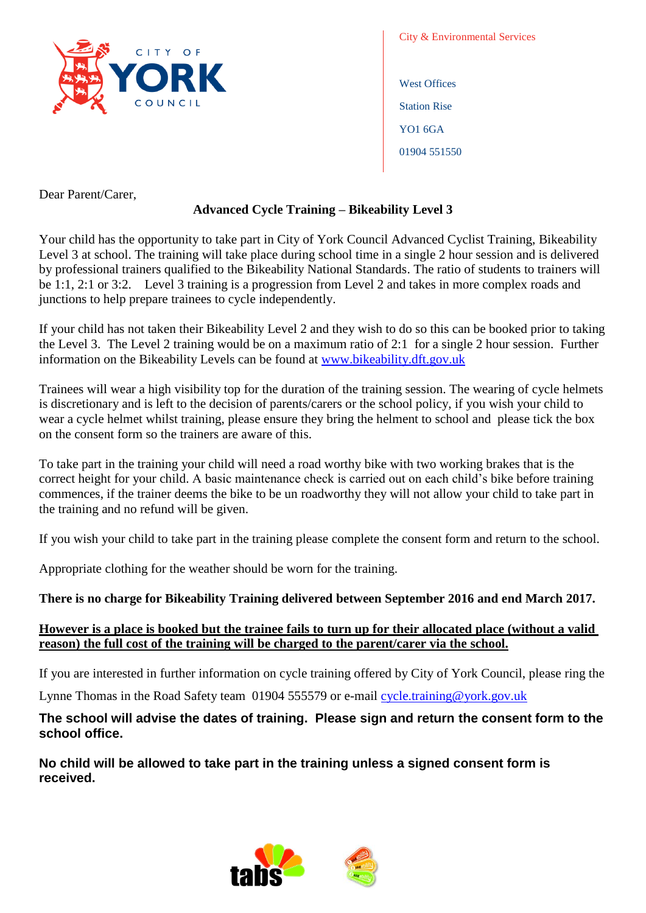City & Environmental Services

West Offices
Station Rise
YO1 6GA
01904 551550

Dear Parent/Carer,

**Advanced Cycle Training – Bikeability Level 3**

Your child has the opportunity to take part in City of York Council Advanced Cyclist Training, Bikeability Level 3 at school. The training will take place during school time in a single 2 hour session and is delivered by professional trainers qualified to the Bikeability National Standards. The ratio of students to trainers will be 1:1, 2:1 or 3:2. Level 3 training is a progression from Level 2 and takes in more complex roads and junctions to help prepare trainees to cycle independently.

If your child has not taken their Bikeability Level 2 and they wish to do so this can be booked prior to taking the Level 3. The Level 2 training would be on a maximum ratio of 2:1 for a single 2 hour session. Further information on the Bikeability Levels can be found at [www.bikeability.dft.gov.uk](www.bikeability.dft.gov.uk)

Trainees will wear a high visibility top for the duration of the training session. The wearing of cycle helmets is discretionary and is left to the decision of parents/carers or the school policy, if you wish your child to wear a cycle helmet whilst training, please ensure they bring the helment to school and please tick the box on the consent form so the trainers are aware of this.

To take part in the training your child will need a road worthy bike with two working brakes that is the correct height for your child. A basic maintenance check is carried out on each child's bike before training commences, if the trainer deems the bike to be un roadworthy they will not allow your child to take part in the training and no refund will be given.

If you wish your child to take part in the training please complete the consent form and return to the school.

Appropriate clothing for the weather should be worn for the training.

**There is no charge for Bikeability Training delivered between September 2016 and end March 2017.**

**<u>However is a place is booked but the trainee fails to turn up for their allocated place (without a valid reason) the full cost of the training will be charged to the parent/carer via the school.</u>**

If you are interested in further information on cycle training offered by City of York Council, please ring the Lynne Thomas in the Road Safety team 01904 555579 or e-mail [cycle.training@york.gov.uk](mailto:cycle.training@york.gov.uk)

**The school will advise the dates of training. Please sign and return the consent form to the school office.**

**No child will be allowed to take part in the training unless a signed consent form is received.**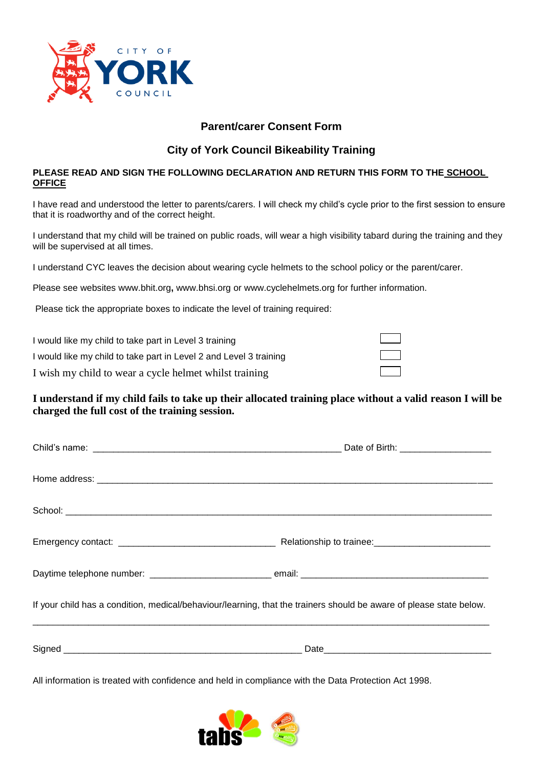## Parent/carer Consent Form

## City of York Council Bikeability Training

**PLEASE READ AND SIGN THE FOLLOWING DECLARATION AND RETURN THIS FORM TO THE SCHOOL OFFICE**

I have read and understood the letter to parents/carers. I will check my child's cycle prior to the first session to ensure that it is roadworthy and of the correct height.

I understand that my child will be trained on public roads, will wear a high visibility tabard during the training and they will be supervised at all times.

I understand CYC leaves the decision about wearing cycle helmets to the school policy or the parent/carer.

Please see websites www.bhit.org, www.bhsi.org or www.cyclehelmets.org for further information.

Please tick the appropriate boxes to indicate the level of training required:

I would like my child to take part in Level 3 training ☐

I would like my child to take part in Level 2 and Level 3 training ☐

I wish my child to wear a cycle helmet whilst training ☐

**I understand if my child fails to take up their allocated training place without a valid reason I will be charged the full cost of the training session.**

Child's name: __________________________________________________ Date of Birth: __________________

Home address: ______________________________________________________________________________

School: ___________________________________________________________________________________

Emergency contact: _______________________________ Relationship to trainee:_______________________

Daytime telephone number: ________________________ email: _____________________________________

If your child has a condition, medical/behaviour/learning, that the trainers should be aware of please state below.

___________________________________________________________________________________________

Signed ________________________________________________ Date_________________________________

All information is treated with confidence and held in compliance with the Data Protection Act 1998.